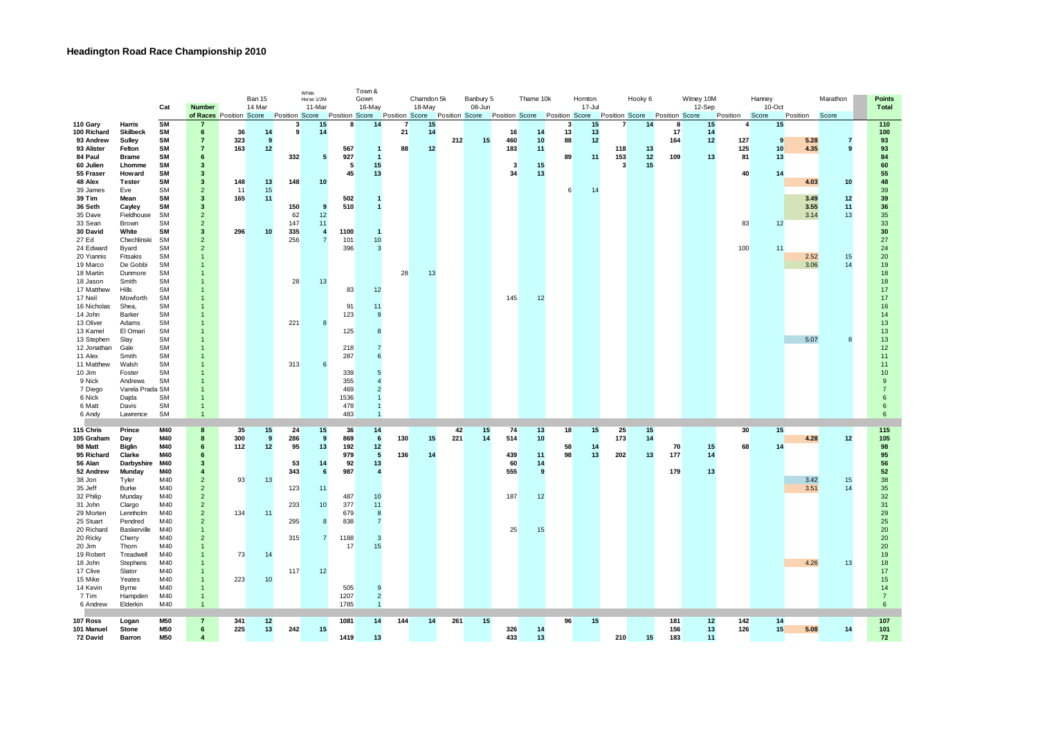## Headington Road Race Championship 2010

| | | Cat | Number | Ban 15 | | White Horse 1/2M | | Town & Gown | | Charndon 5k | | Banbury 5 | | Thame 10k | | Hornton | | Hooky 6 | | Witney 10M | | Hanney | | Marathon | | Points |
|---|---|---|---|---|---|---|---|---|---|---|---|---|---|---|---|---|---|---|---|---|---|---|---|---|---|---|
| | | | | 14 Mar | | 11-Mar | | 16-May | | 18-May | | 08-Jun | | | | 17-Jul | | | | 12-Sep | | 10-Oct | | | | Total |
| | | | of Races | Position | Score | Position | Score | Position | Score | Position | Score | Position | Score | Position | Score | Position | Score | Position | Score | Position | Score | Position | Score | Position | Score | |
| 110 Gary | Harris | SM | 7 | | | 3 | 15 | 8 | 14 | 7 | 15 | | | | | 3 | 15 | 7 | 14 | 8 | 15 | 4 | 15 | | | 110 |
| 100 Richard | Skilbeck | SM | 6 | 36 | 14 | 9 | 14 | | | 21 | 14 | | | 16 | 14 | 13 | 13 | | | 17 | 14 | | | | | 100 |
| 93 Andrew | Sulley | SM | 7 | 323 | 9 | | | | | | | 212 | 15 | 460 | 10 | 88 | 12 | | | 164 | 12 | 127 | 9 | 5.28 | 7 | 93 |
| 93 Alister | Felton | SM | 7 | 163 | 12 | | | 567 | 1 | 88 | 12 | | | 183 | 11 | | | 118 | 13 | | | 125 | 10 | 4.35 | 9 | 93 |
| 84 Paul | Brame | SM | 6 | | | 332 | 5 | 927 | 1 | | | | | | | 89 | 11 | 153 | 12 | 109 | 13 | 81 | 13 | | | 84 |
| 60 Julien | Lhomme | SM | 3 | | | | | 5 | 15 | | | | | 3 | 15 | | | 3 | 15 | | | | | | | 60 |
| 55 Fraser | Howard | SM | 3 | | | | | 45 | 13 | | | | | 34 | 13 | | | | | | | 40 | 14 | | | 55 |
| 48 Alex | Tester | SM | 3 | 148 | 13 | 148 | 10 | | | | | | | | | | | | | | | | | 4.03 | 10 | 48 |
| 39 James | Eve | SM | 2 | 11 | 15 | | | | | | | | | | | 6 | 14 | | | | | | | | | 39 |
| 39 Tim | Mean | SM | 3 | 165 | 11 | | | 502 | 1 | | | | | | | | | | | | | | | 3.49 | 12 | 39 |
| 36 Seth | Cayley | SM | 3 | | | 150 | 9 | 510 | 1 | | | | | | | | | | | | | | | 3.55 | 11 | 36 |
| 35 Dave | Fieldhouse | SM | 2 | | | 62 | 12 | | | | | | | | | | | | | | | | | 3.14 | 13 | 35 |
| 33 Sean | Brown | SM | 2 | | | 147 | 11 | | | | | | | | | | | | | | | 83 | 12 | | | 33 |
| 30 David | White | SM | 3 | 296 | 10 | 335 | 4 | 1100 | 1 | | | | | | | | | | | | | | | | | 30 |
| 27 Ed | Chechlinski | SM | 2 | | | 256 | 7 | 101 | 10 | | | | | | | | | | | | | | | | | 27 |
| 24 Edward | Byard | SM | 2 | | | | | 396 | 3 | | | | | | | | | | | | | 100 | 11 | | | 24 |
| 20 Yiannis | Fitsakis | SM | 1 | | | | | | | | | | | | | | | | | | | | | 2.52 | 15 | 20 |
| 19 Marco | De Gobbi | SM | 1 | | | | | | | | | | | | | | | | | | | | | 3.06 | 14 | 19 |
| 18 Martin | Dunmore | SM | 1 | | | | | | | 28 | 13 | | | | | | | | | | | | | | | 18 |
| 18 Jason | Smith | SM | 1 | | | 28 | 13 | | | | | | | | | | | | | | | | | | | 18 |
| 17 Matthew | Hills | SM | 1 | | | | | 83 | 12 | | | | | | | | | | | | | | | | | 17 |
| 17 Neil | Mowforth | SM | 1 | | | | | | | | | | | 145 | 12 | | | | | | | | | | | 17 |
| 16 Nicholas | Shea, | SM | 1 | | | | | 91 | 11 | | | | | | | | | | | | | | | | | 16 |
| 14 John | Barker | SM | 1 | | | | | 123 | 9 | | | | | | | | | | | | | | | | | 14 |
| 13 Oliver | Adams | SM | 1 | | | 221 | 8 | | | | | | | | | | | | | | | | | | | 13 |
| 13 Kamel | El Omari | SM | 1 | | | | | 125 | 8 | | | | | | | | | | | | | | | | | 13 |
| 13 Stephen | Slay | SM | 1 | | | | | | | | | | | | | | | | | | | | | 5.07 | 8 | 13 |
| 12 Jonathan | Gale | SM | 1 | | | | | 218 | 7 | | | | | | | | | | | | | | | | | 12 |
| 11 Alex | Smith | SM | 1 | | | | | 287 | 6 | | | | | | | | | | | | | | | | | 11 |
| 11 Matthew | Walsh | SM | 1 | | | 313 | 6 | | | | | | | | | | | | | | | | | | | 11 |
| 10 Jim | Foster | SM | 1 | | | | | 339 | 5 | | | | | | | | | | | | | | | | | 10 |
| 9 Nick | Andrews | SM | 1 | | | | | 355 | 4 | | | | | | | | | | | | | | | | | 9 |
| 7 Diego | Varela Prada | SM | 1 | | | | | 469 | 2 | | | | | | | | | | | | | | | | | 7 |
| 6 Nick | Dajda | SM | 1 | | | | | 1536 | 1 | | | | | | | | | | | | | | | | | 6 |
| 6 Matt | Davis | SM | 1 | | | | | 478 | 1 | | | | | | | | | | | | | | | | | 6 |
| 6 Andy | Lawrence | SM | 1 | | | | | 483 | 1 | | | | | | | | | | | | | | | | | 6 |
| 115 Chris | Prince | M40 | 8 | 35 | 15 | 24 | 15 | 36 | 14 | | | 42 | 15 | 74 | 13 | 18 | 15 | 25 | 15 | | | 30 | 15 | | | 115 |
| 105 Graham | Day | M40 | 8 | 300 | 9 | 286 | 9 | 869 | 6 | 130 | 15 | 221 | 14 | 514 | 10 | | | 173 | 14 | | | | | 4.28 | 12 | 105 |
| 98 Matt | Biglin | M40 | 6 | 112 | 12 | 95 | 13 | 192 | 12 | | | | | | | 58 | 14 | | | 70 | 15 | 68 | 14 | | | 98 |
| 95 Richard | Clarke | M40 | 6 | | | | | 979 | 5 | 136 | 14 | | | 439 | 11 | 98 | 13 | 202 | 13 | 177 | 14 | | | | | 95 |
| 56 Alan | Darbyshire | M40 | 3 | | | 53 | 14 | 92 | 13 | | | | | 60 | 14 | | | | | | | | | | | 56 |
| 52 Andrew | Munday | M40 | 4 | | | 343 | 6 | 987 | 4 | | | | | 555 | 9 | | | | | 179 | 13 | | | | | 52 |
| 38 Jon | Tyler | M40 | 2 | 93 | 13 | | | | | | | | | | | | | | | | | | | 3.42 | 15 | 38 |
| 35 Jeff | Burke | M40 | 2 | | | 123 | 11 | | | | | | | | | | | | | | | | | 3.51 | 14 | 35 |
| 32 Philip | Munday | M40 | 2 | | | | | 487 | 10 | | | | | 187 | 12 | | | | | | | | | | | 32 |
| 31 John | Clargo | M40 | 2 | | | 233 | 10 | 377 | 11 | | | | | | | | | | | | | | | | | 31 |
| 29 Morten | Lennholm | M40 | 2 | 134 | 11 | | | 679 | 8 | | | | | | | | | | | | | | | | | 29 |
| 25 Stuart | Pendred | M40 | 2 | | | 295 | 8 | 838 | 7 | | | | | | | | | | | | | | | | | 25 |
| 20 Richard | Baskerville | M40 | 1 | | | | | | | | | | | 25 | 15 | | | | | | | | | | | 20 |
| 20 Ricky | Cherry | M40 | 2 | | | 315 | 7 | 1188 | 3 | | | | | | | | | | | | | | | | | 20 |
| 20 Jim | Thorn | M40 | 1 | | | | | 17 | 15 | | | | | | | | | | | | | | | | | 20 |
| 19 Robert | Treadwell | M40 | 1 | 73 | 14 | | | | | | | | | | | | | | | | | | | | | 19 |
| 18 John | Stephens | M40 | 1 | | | | | | | | | | | | | | | | | | | | | 4.26 | 13 | 18 |
| 17 Clive | Slator | M40 | 1 | | | 117 | 12 | | | | | | | | | | | | | | | | | | | 17 |
| 15 Mike | Yeates | M40 | 1 | 223 | 10 | | | | | | | | | | | | | | | | | | | | | 15 |
| 14 Kevin | Byrne | M40 | 1 | | | | | 505 | 9 | | | | | | | | | | | | | | | | | 14 |
| 7 Tim | Hampden | M40 | 1 | | | | | 1207 | 2 | | | | | | | | | | | | | | | | | 7 |
| 6 Andrew | Elderkin | M40 | 1 | | | | | 1785 | 1 | | | | | | | | | | | | | | | | | 6 |
| 107 Ross | Logan | M50 | 7 | 341 | 12 | | | 1081 | 14 | 144 | 14 | 261 | 15 | | | 96 | 15 | | | 181 | 12 | 142 | 14 | | | 107 |
| 101 Manuel | Stone | M50 | 6 | 225 | 13 | 242 | 15 | | | | | | | 326 | 14 | | | | | 156 | 13 | 126 | 15 | 5.08 | 14 | 101 |
| 72 David | Barron | M50 | 4 | | | | | 1419 | 13 | | | | | 433 | 13 | | | 210 | 15 | 183 | 11 | | | | | 72 |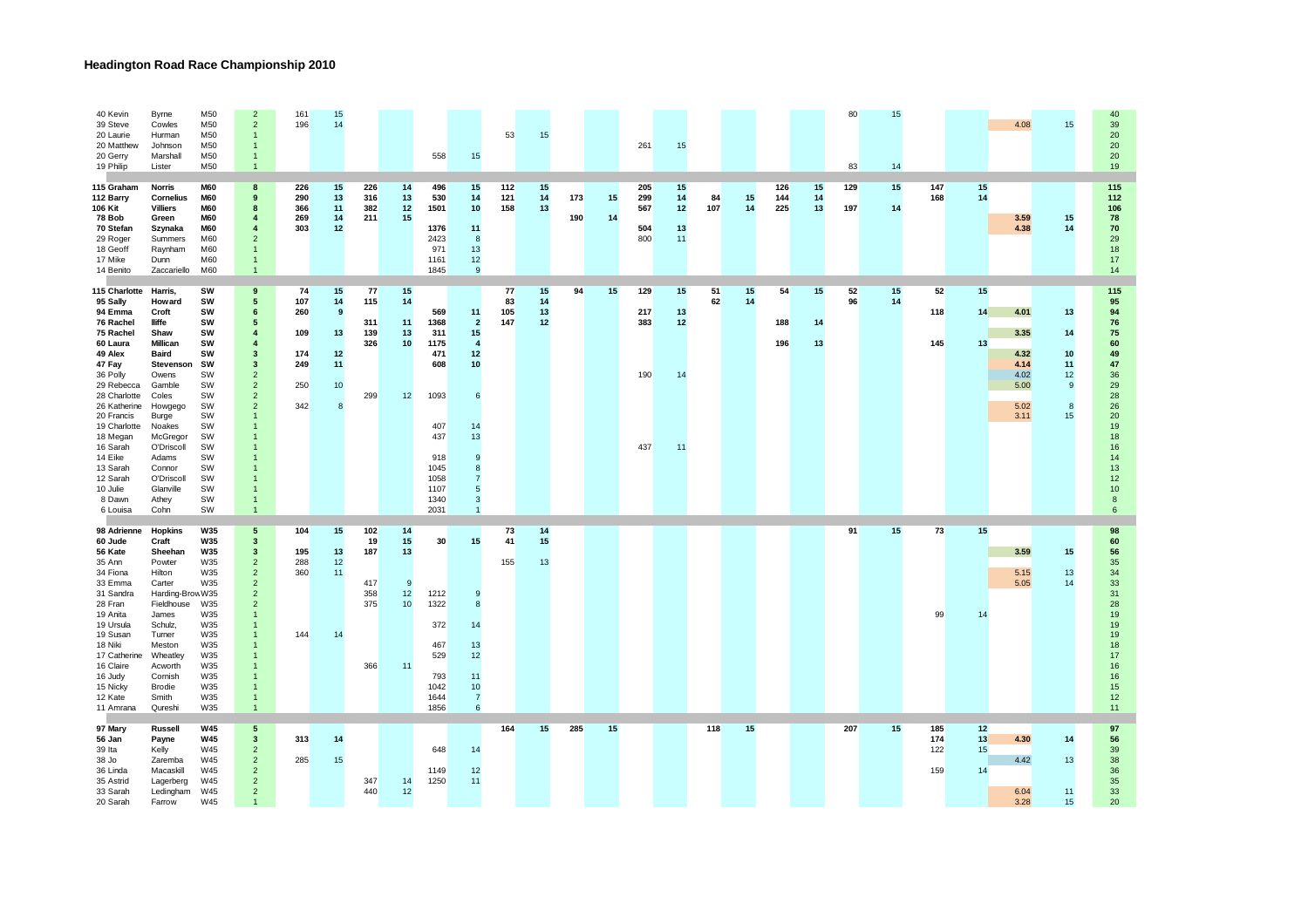# Headington Road Race Championship 2010

| | | | | | | | | | | | | | | | | | | | | | | | | | | |
|---|---|---|---|---|---|---|---|---|---|---|---|---|---|---|---|---|---|---|---|---|---|---|---|---|---|---|
| 40 Kevin | Byrne | M50 | 2 | 161 | 15 | | | | | | | | | | | | | | | 80 | 15 | | | | | 40 |
| 39 Steve | Cowles | M50 | 2 | 196 | 14 | | | | | | | | | | | | | | | | | | | 4.08 | 15 | 39 |
| 20 Laurie | Hurman | M50 | 1 | | | | | | | 53 | 15 | | | | | | | | | | | | | | | 20 |
| 20 Matthew | Johnson | M50 | 1 | | | | | | | | | | | 261 | 15 | | | | | | | | | | | 20 |
| 20 Gerry | Marshall | M50 | 1 | | | | | 558 | 15 | | | | | | | | | | | | | | | | | 20 |
| 19 Philip | Lister | M50 | 1 | | | | | | | | | | | | | | | | | 83 | 14 | | | | | 19 |
| | | | | | | | | | | | | | | | | | | | | | | | | | | |
| **115 Graham** | **Norris** | **M60** | **8** | **226** | **15** | **226** | **14** | **496** | **15** | **112** | **15** | | | **205** | **15** | | | **126** | **15** | **129** | **15** | **147** | **15** | | | **115** |
| **112 Barry** | **Cornelius** | **M60** | **9** | **290** | **13** | **316** | **13** | **530** | **14** | **121** | **14** | **173** | **15** | **299** | **14** | **84** | **15** | **144** | **14** | | | **168** | **14** | | | **112** |
| **106 Kit** | **Villiers** | **M60** | **8** | **366** | **11** | **382** | **12** | **1501** | **10** | **158** | **13** | | | **567** | **12** | **107** | **14** | **225** | **13** | **197** | **14** | | | | | **106** |
| **78 Bob** | **Green** | **M60** | **4** | **269** | **14** | **211** | **15** | | | | | **190** | **14** | | | | | | | | | | | **3.59** | **15** | **78** |
| **70 Stefan** | **Szynaka** | **M60** | **4** | **303** | **12** | | | **1376** | **11** | | | | | **504** | **13** | | | | | | | | | **4.38** | **14** | **70** |
| 29 Roger | Summers | M60 | 2 | | | | | 2423 | 8 | | | | | 800 | 11 | | | | | | | | | | | 29 |
| 18 Geoff | Raynham | M60 | 1 | | | | | 971 | 13 | | | | | | | | | | | | | | | | | 18 |
| 17 Mike | Dunn | M60 | 1 | | | | | 1161 | 12 | | | | | | | | | | | | | | | | | 17 |
| 14 Benito | Zaccariello | M60 | 1 | | | | | 1845 | 9 | | | | | | | | | | | | | | | | | 14 |
| | | | | | | | | | | | | | | | | | | | | | | | | | | |
| **115 Charlotte** | **Harris,** | **SW** | **9** | **74** | **15** | **77** | **15** | | | **77** | **15** | **94** | **15** | **129** | **15** | **51** | **15** | **54** | **15** | **52** | **15** | **52** | **15** | | | **115** |
| **95 Sally** | **Howard** | **SW** | **5** | **107** | **14** | **115** | **14** | | | **83** | **14** | | | | | **62** | **14** | | | **96** | **14** | | | | | **95** |
| **94 Emma** | **Croft** | **SW** | **6** | **260** | **9** | | | **569** | **11** | **105** | **13** | | | **217** | **13** | | | | | | | **118** | **14** | **4.01** | **13** | **94** |
| **76 Rachel** | **Iliffe** | **SW** | **5** | | | **311** | **11** | **1368** | **2** | **147** | **12** | | | **383** | **12** | | | **188** | **14** | | | | | | | **76** |
| **75 Rachel** | **Shaw** | **SW** | **4** | **109** | **13** | **139** | **13** | **311** | **15** | | | | | | | | | | | | | | | **3.35** | **14** | **75** |
| **60 Laura** | **Millican** | **SW** | **4** | | | **326** | **10** | **1175** | **4** | | | | | | | | | **196** | **13** | | | **145** | **13** | | | **60** |
| **49 Alex** | **Baird** | **SW** | **3** | **174** | **12** | | | **471** | **12** | | | | | | | | | | | | | | | **4.32** | **10** | **49** |
| **47 Fay** | **Stevenson** | **SW** | **3** | **249** | **11** | | | **608** | **10** | | | | | | | | | | | | | | | **4.14** | **11** | **47** |
| 36 Polly | Owens | SW | 2 | | | | | | | | | | | 190 | 14 | | | | | | | | | 4.02 | 12 | 36 |
| 29 Rebecca | Gamble | SW | 2 | 250 | 10 | | | | | | | | | | | | | | | | | | | 5.00 | 9 | 29 |
| 28 Charlotte | Coles | SW | 2 | | | 299 | 12 | 1093 | 6 | | | | | | | | | | | | | | | | | 28 |
| 26 Katherine | Howgego | SW | 2 | 342 | 8 | | | | | | | | | | | | | | | | | | | 5.02 | 8 | 26 |
| 20 Francis | Burge | SW | 1 | | | | | | | | | | | | | | | | | | | | | 3.11 | 15 | 20 |
| 19 Charlotte | Noakes | SW | 1 | | | | | 407 | 14 | | | | | | | | | | | | | | | | | 19 |
| 18 Megan | McGregor | SW | 1 | | | | | 437 | 13 | | | | | | | | | | | | | | | | | 18 |
| 16 Sarah | O'Driscoll | SW | 1 | | | | | | | | | | | 437 | 11 | | | | | | | | | | | 16 |
| 14 Eike | Adams | SW | 1 | | | | | 918 | 9 | | | | | | | | | | | | | | | | | 14 |
| 13 Sarah | Connor | SW | 1 | | | | | 1045 | 8 | | | | | | | | | | | | | | | | | 13 |
| 12 Sarah | O'Driscoll | SW | 1 | | | | | 1058 | 7 | | | | | | | | | | | | | | | | | 12 |
| 10 Julie | Glanville | SW | 1 | | | | | 1107 | 5 | | | | | | | | | | | | | | | | | 10 |
| 8 Dawn | Athey | SW | 1 | | | | | 1340 | 3 | | | | | | | | | | | | | | | | | 8 |
| 6 Louisa | Cohn | SW | 1 | | | | | 2031 | 1 | | | | | | | | | | | | | | | | | 6 |
| | | | | | | | | | | | | | | | | | | | | | | | | | | |
| **98 Adrienne** | **Hopkins** | **W35** | **5** | **104** | **15** | **102** | **14** | | | **73** | **14** | | | | | | | | | **91** | **15** | **73** | **15** | | | **98** |
| **60 Jude** | **Craft** | **W35** | **3** | | | **19** | **15** | **30** | **15** | **41** | **15** | | | | | | | | | | | | | | | **60** |
| **56 Kate** | **Sheehan** | **W35** | **3** | **195** | **13** | **187** | **13** | | | | | | | | | | | | | | | | | **3.59** | **15** | **56** |
| 35 Ann | Powter | W35 | 2 | 288 | 12 | | | | | 155 | 13 | | | | | | | | | | | | | | | 35 |
| 34 Fiona | Hilton | W35 | 2 | 360 | 11 | | | | | | | | | | | | | | | | | | | 5.15 | 13 | 34 |
| 33 Emma | Carter | W35 | 2 | | | 417 | 9 | | | | | | | | | | | | | | | | | 5.05 | 14 | 33 |
| 31 Sandra | Harding-Brow | W35 | 2 | | | 358 | 12 | 1212 | 9 | | | | | | | | | | | | | | | | | 31 |
| 28 Fran | Fieldhouse | W35 | 2 | | | 375 | 10 | 1322 | 8 | | | | | | | | | | | | | | | | | 28 |
| 19 Anita | James | W35 | 1 | | | | | | | | | | | | | | | | | | | 99 | 14 | | | 19 |
| 19 Ursula | Schulz, | W35 | 1 | | | | | 372 | 14 | | | | | | | | | | | | | | | | | 19 |
| 19 Susan | Turner | W35 | 1 | 144 | 14 | | | | | | | | | | | | | | | | | | | | | 19 |
| 18 Niki | Meston | W35 | 1 | | | | | 467 | 13 | | | | | | | | | | | | | | | | | 18 |
| 17 Catherine | Wheatley | W35 | 1 | | | | | 529 | 12 | | | | | | | | | | | | | | | | | 17 |
| 16 Claire | Acworth | W35 | 1 | | | 366 | 11 | | | | | | | | | | | | | | | | | | | 16 |
| 16 Judy | Cornish | W35 | 1 | | | | | 793 | 11 | | | | | | | | | | | | | | | | | 16 |
| 15 Nicky | Brodie | W35 | 1 | | | | | 1042 | 10 | | | | | | | | | | | | | | | | | 15 |
| 12 Kate | Smith | W35 | 1 | | | | | 1644 | 7 | | | | | | | | | | | | | | | | | 12 |
| 11 Amrana | Qureshi | W35 | 1 | | | | | 1856 | 6 | | | | | | | | | | | | | | | | | 11 |
| | | | | | | | | | | | | | | | | | | | | | | | | | | |
| **97 Mary** | **Russell** | **W45** | **5** | | | | | | | **164** | **15** | **285** | **15** | | | **118** | **15** | | | **207** | **15** | **185** | **12** | | | **97** |
| **56 Jan** | **Payne** | **W45** | **3** | **313** | **14** | | | | | | | | | | | | | | | | | **174** | **13** | **4.30** | **14** | **56** |
| 39 Ita | Kelly | W45 | 2 | | | | | 648 | 14 | | | | | | | | | | | | | 122 | 15 | | | 39 |
| 38 Jo | Zaremba | W45 | 2 | 285 | 15 | | | | | | | | | | | | | | | | | | | 4.42 | 13 | 38 |
| 36 Linda | Macaskill | W45 | 2 | | | | | 1149 | 12 | | | | | | | | | | | | | 159 | 14 | | | 36 |
| 35 Astrid | Lagerberg | W45 | 2 | | | 347 | 14 | 1250 | 11 | | | | | | | | | | | | | | | | | 35 |
| 33 Sarah | Ledingham | W45 | 2 | | | 440 | 12 | | | | | | | | | | | | | | | | | 6.04 | 11 | 33 |
| 20 Sarah | Farrow | W45 | 1 | | | | | | | | | | | | | | | | | | | | | 3.28 | 15 | 20 |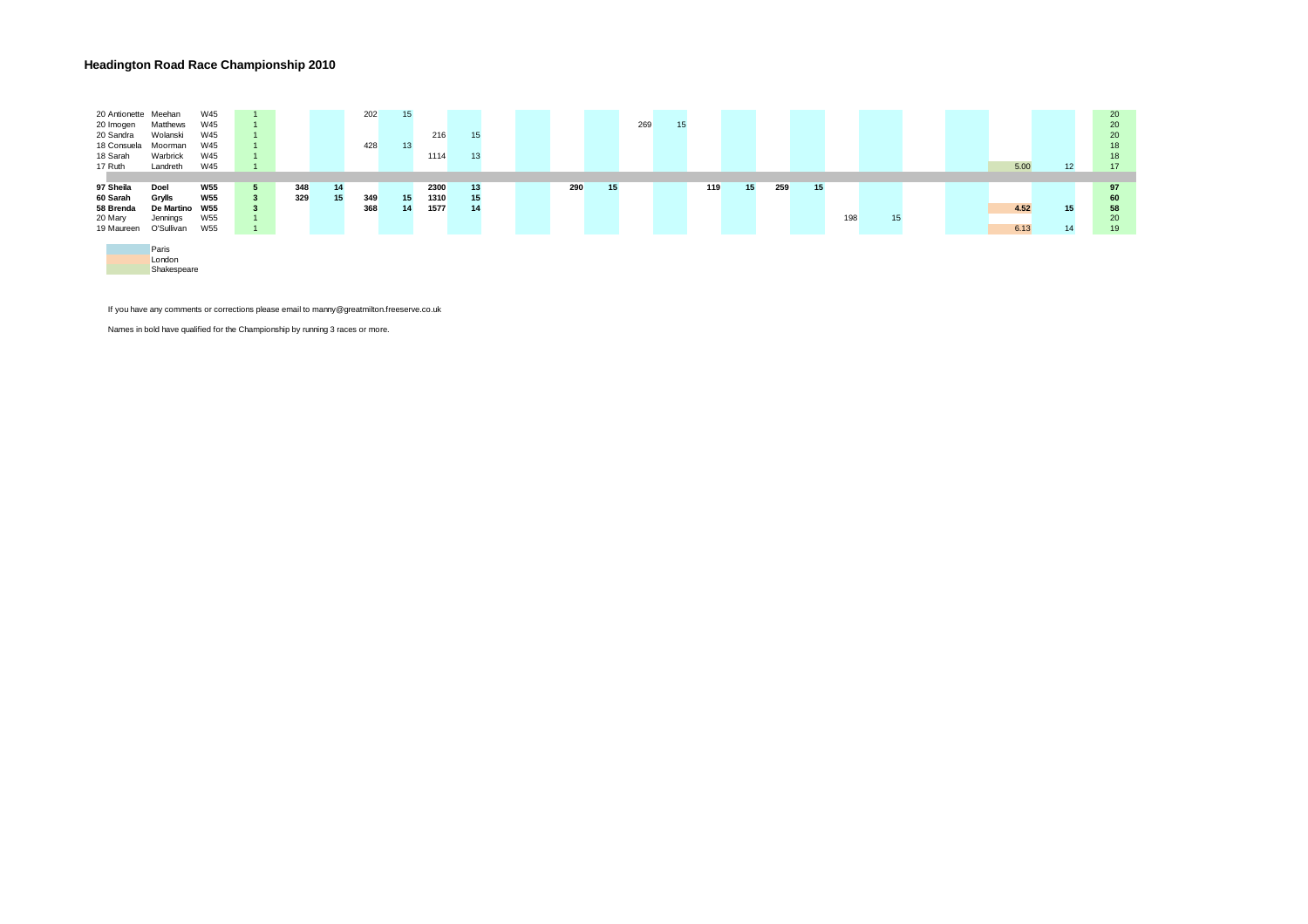## Headington Road Race Championship 2010

| | | | | | | | | | | | | | | | | | | | | | | | | | | |
|---|---|---|---|---|---|---|---|---|---|---|---|---|---|---|---|---|---|---|---|---|---|---|---|---|---|---|
| 20 Antionette | Meehan | W45 | 1 | | | 202 | 15 | | | | | | | | | | | | | | | | | | | 20 |
| 20 Imogen | Matthews | W45 | 1 | | | | | | | | | | | 269 | 15 | | | | | | | | | | | 20 |
| 20 Sandra | Wolanski | W45 | 1 | | | | | 216 | 15 | | | | | | | | | | | | | | | | | 20 |
| 18 Consuela | Moorman | W45 | 1 | | | 428 | 13 | | | | | | | | | | | | | | | | | | | 18 |
| 18 Sarah | Warbrick | W45 | 1 | | | | | 1114 | 13 | | | | | | | | | | | | | | | | | 18 |
| 17 Ruth | Landreth | W45 | 1 | | | | | | | | | | | | | | | | | | | | | 5.00 | 12 | 17 |
| **97 Sheila** | **Doel** | **W55** | **5** | **348** | **14** | | | **2300** | **13** | | | **290** | **15** | | | **119** | **15** | **259** | **15** | | | | | | | **97** |
| **60 Sarah** | **Grylls** | **W55** | **3** | **329** | **15** | **349** | **15** | **1310** | **15** | | | | | | | | | | | | | | | | | **60** |
| **58 Brenda** | **De Martino** | **W55** | **3** | | | **368** | **14** | **1577** | **14** | | | | | | | | | | | | | | | **4.52** | **15** | **58** |
| 20 Mary | Jennings | W55 | 1 | | | | | | | | | | | | | | | | | 198 | 15 | | | | | 20 |
| 19 Maureen | O'Sullivan | W55 | 1 | | | | | | | | | | | | | | | | | | | | | 6.13 | 14 | 19 |

Paris
London
Shakespeare

If you have any comments or corrections please email to manny@greatmilton.freeserve.co.uk

Names in bold have qualified for the Championship by running 3 races or more.